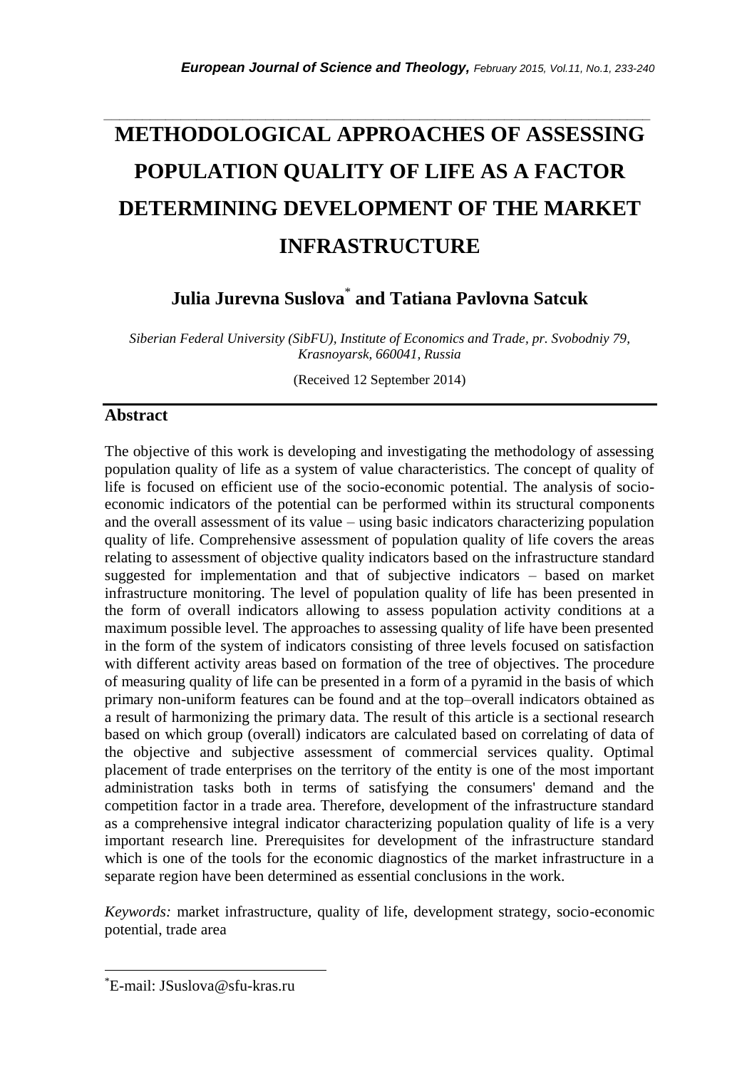# METHODOLOGICAL APPROACHES OF ASSESSING POPULATION QUALITY OF LIFE AS A FACTOR DETERMINING DEVELOPMENT OF THE MARKET INFRASTRUCTURE

## Julia Jurevna Suslova[*] and Tatiana Pavlovna Satcuk

*Siberian Federal University (SibFU), Institute of Economics and Trade, pr. Svobodniy 79, Krasnoyarsk, 660041, Russia*

(Received 12 September 2014)

## Abstract

The objective of this work is developing and investigating the methodology of assessing population quality of life as a system of value characteristics. The concept of quality of life is focused on efficient use of the socio-economic potential. The analysis of socio-economic indicators of the potential can be performed within its structural components and the overall assessment of its value – using basic indicators characterizing population quality of life. Comprehensive assessment of population quality of life covers the areas relating to assessment of objective quality indicators based on the infrastructure standard suggested for implementation and that of subjective indicators – based on market infrastructure monitoring. The level of population quality of life has been presented in the form of overall indicators allowing to assess population activity conditions at a maximum possible level. The approaches to assessing quality of life have been presented in the form of the system of indicators consisting of three levels focused on satisfaction with different activity areas based on formation of the tree of objectives. The procedure of measuring quality of life can be presented in a form of a pyramid in the basis of which primary non-uniform features can be found and at the top–overall indicators obtained as a result of harmonizing the primary data. The result of this article is a sectional research based on which group (overall) indicators are calculated based on correlating of data of the objective and subjective assessment of commercial services quality. Optimal placement of trade enterprises on the territory of the entity is one of the most important administration tasks both in terms of satisfying the consumers' demand and the competition factor in a trade area. Therefore, development of the infrastructure standard as a comprehensive integral indicator characterizing population quality of life is a very important research line. Prerequisites for development of the infrastructure standard which is one of the tools for the economic diagnostics of the market infrastructure in a separate region have been determined as essential conclusions in the work.

*Keywords:* market infrastructure, quality of life, development strategy, socio-economic potential, trade area

---

[*] E-mail: JSuslova@sfu-kras.ru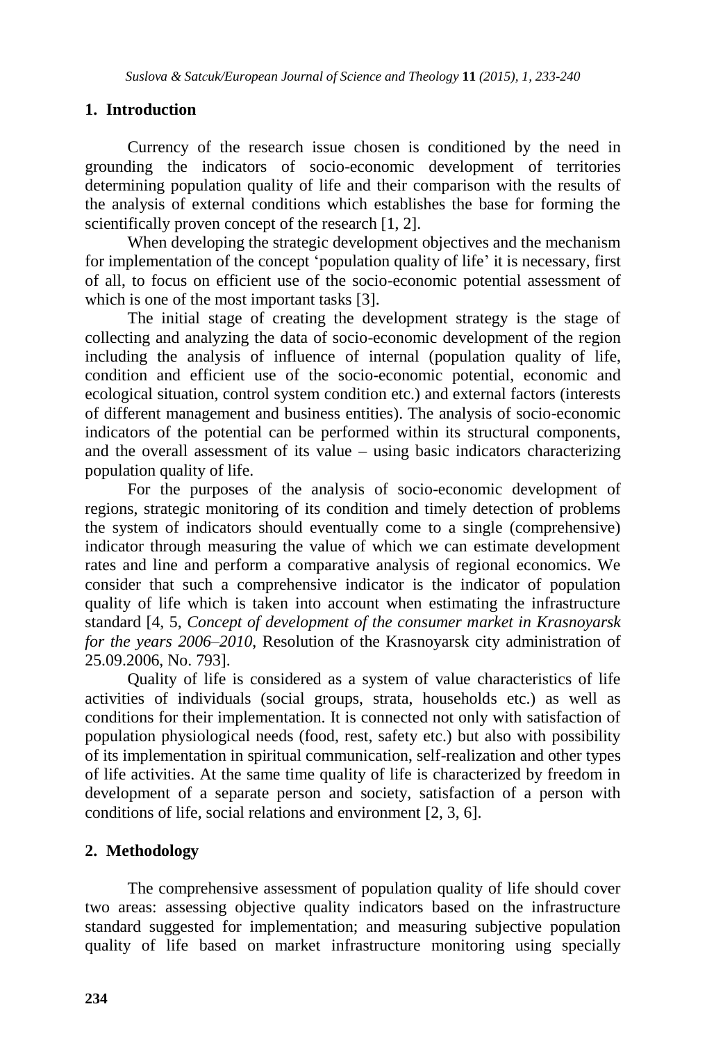## 1. Introduction

Currency of the research issue chosen is conditioned by the need in grounding the indicators of socio-economic development of territories determining population quality of life and their comparison with the results of the analysis of external conditions which establishes the base for forming the scientifically proven concept of the research [1, 2].

When developing the strategic development objectives and the mechanism for implementation of the concept 'population quality of life' it is necessary, first of all, to focus on efficient use of the socio-economic potential assessment of which is one of the most important tasks [3].

The initial stage of creating the development strategy is the stage of collecting and analyzing the data of socio-economic development of the region including the analysis of influence of internal (population quality of life, condition and efficient use of the socio-economic potential, economic and ecological situation, control system condition etc.) and external factors (interests of different management and business entities). The analysis of socio-economic indicators of the potential can be performed within its structural components, and the overall assessment of its value – using basic indicators characterizing population quality of life.

For the purposes of the analysis of socio-economic development of regions, strategic monitoring of its condition and timely detection of problems the system of indicators should eventually come to a single (comprehensive) indicator through measuring the value of which we can estimate development rates and line and perform a comparative analysis of regional economics. We consider that such a comprehensive indicator is the indicator of population quality of life which is taken into account when estimating the infrastructure standard [4, 5, *Concept of development of the consumer market in Krasnoyarsk for the years 2006–2010*, Resolution of the Krasnoyarsk city administration of 25.09.2006, No. 793].

Quality of life is considered as a system of value characteristics of life activities of individuals (social groups, strata, households etc.) as well as conditions for their implementation. It is connected not only with satisfaction of population physiological needs (food, rest, safety etc.) but also with possibility of its implementation in spiritual communication, self-realization and other types of life activities. At the same time quality of life is characterized by freedom in development of a separate person and society, satisfaction of a person with conditions of life, social relations and environment [2, 3, 6].

## 2. Methodology

The comprehensive assessment of population quality of life should cover two areas: assessing objective quality indicators based on the infrastructure standard suggested for implementation; and measuring subjective population quality of life based on market infrastructure monitoring using specially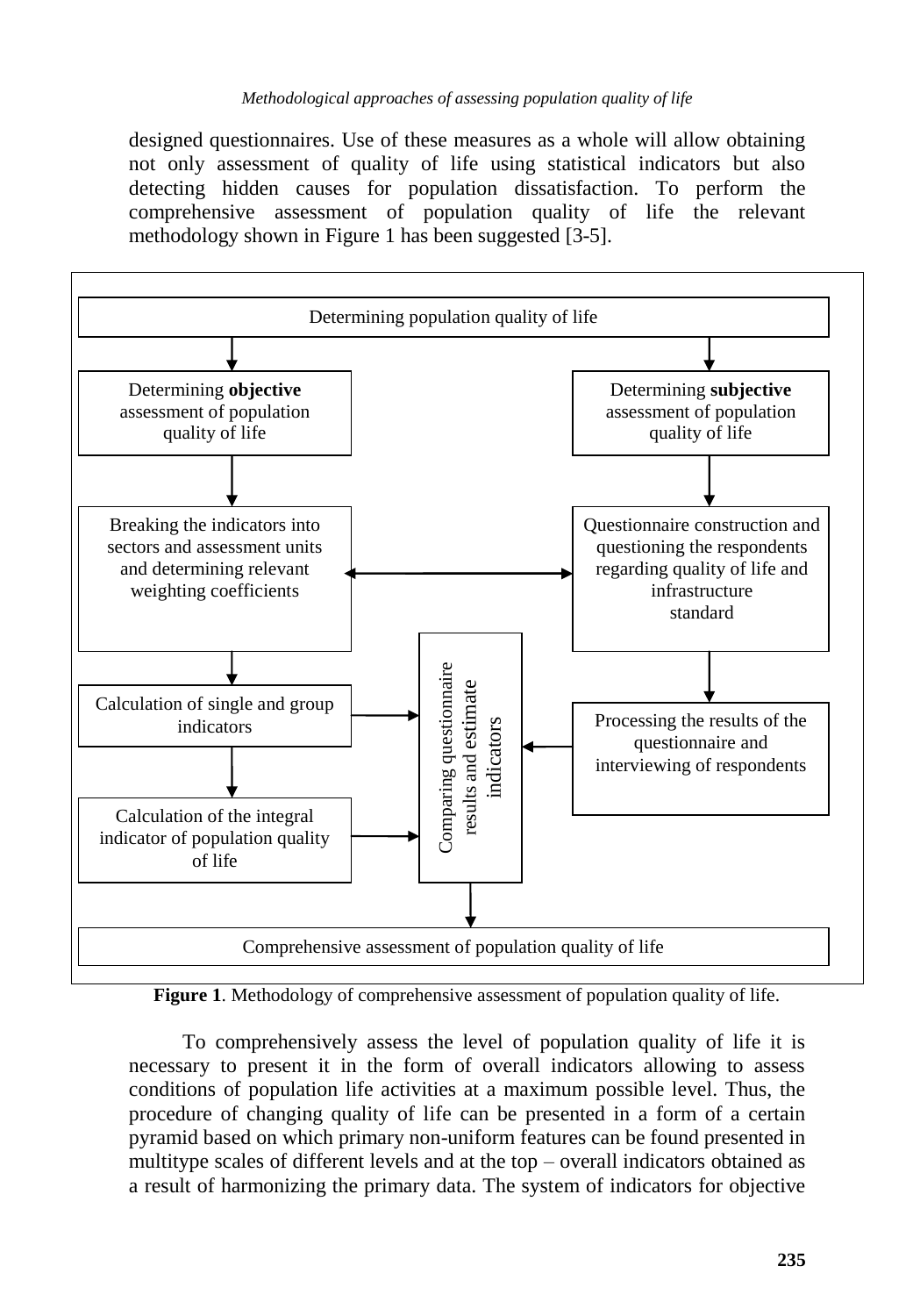designed questionnaires. Use of these measures as a whole will allow obtaining not only assessment of quality of life using statistical indicators but also detecting hidden causes for population dissatisfaction. To perform the comprehensive assessment of population quality of life the relevant methodology shown in Figure 1 has been suggested [3-5].

Determining population quality of life

Determining **objective** assessment of population quality of life

Determining **subjective** assessment of population quality of life

Breaking the indicators into sectors and assessment units and determining relevant weighting coefficients

Questionnaire construction and questioning the respondents regarding quality of life and infrastructure standard

Calculation of single and group indicators

Comparing questionnaire results and estimate indicators

Processing the results of the questionnaire and interviewing of respondents

Calculation of the integral indicator of population quality of life

Comprehensive assessment of population quality of life

**Figure 1**. Methodology of comprehensive assessment of population quality of life.

To comprehensively assess the level of population quality of life it is necessary to present it in the form of overall indicators allowing to assess conditions of population life activities at a maximum possible level. Thus, the procedure of changing quality of life can be presented in a form of a certain pyramid based on which primary non-uniform features can be found presented in multitype scales of different levels and at the top – overall indicators obtained as a result of harmonizing the primary data. The system of indicators for objective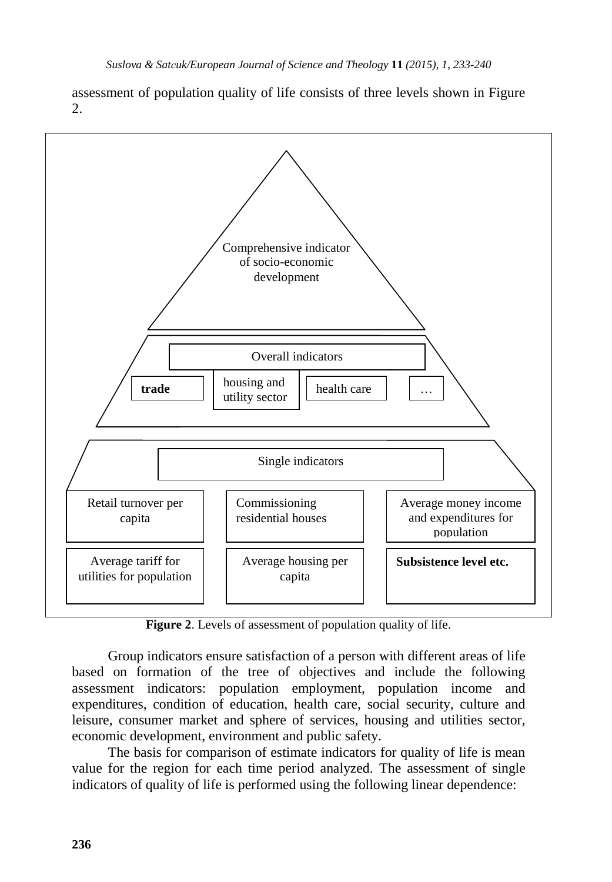assessment of population quality of life consists of three levels shown in Figure 2.

Comprehensive indicator of socio-economic development

Overall indicators

**trade** | housing and utility sector | health care | …

Single indicators

| Retail turnover per capita | Commissioning residential houses | Average money income and expenditures for population |
|---|---|---|
| Average tariff for utilities for population | Average housing per capita | **Subsistence level etc.** |

**Figure 2**. Levels of assessment of population quality of life.

Group indicators ensure satisfaction of a person with different areas of life based on formation of the tree of objectives and include the following assessment indicators: population employment, population income and expenditures, condition of education, health care, social security, culture and leisure, consumer market and sphere of services, housing and utilities sector, economic development, environment and public safety.

The basis for comparison of estimate indicators for quality of life is mean value for the region for each time period analyzed. The assessment of single indicators of quality of life is performed using the following linear dependence: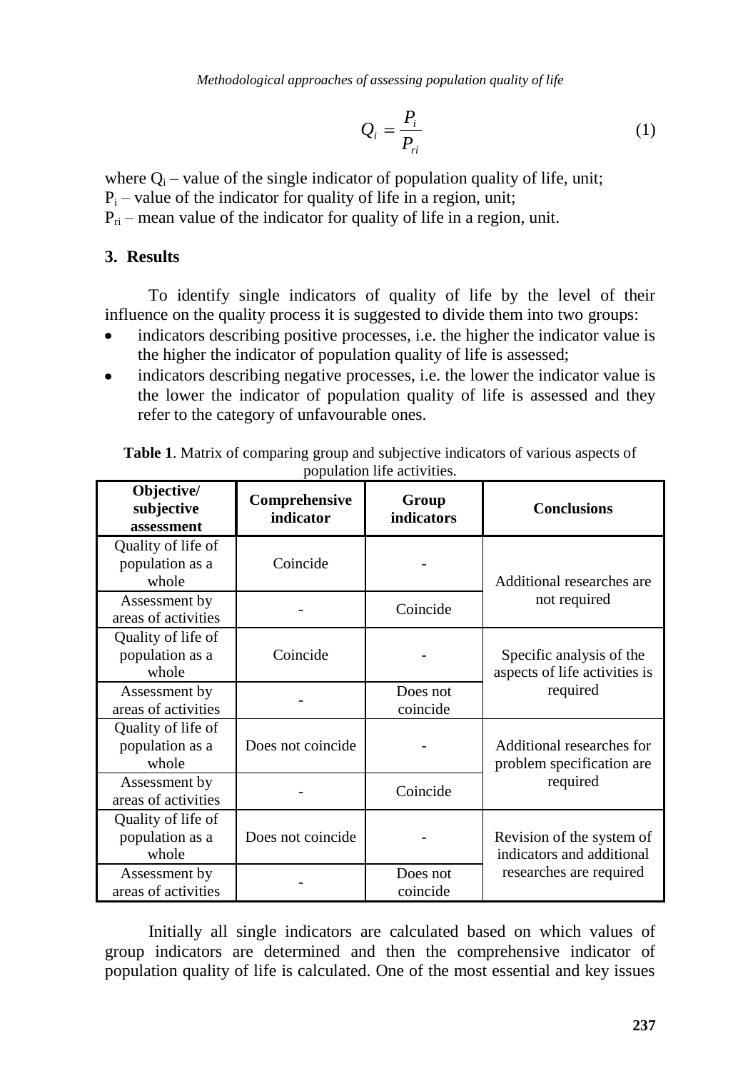$$Q_i = \frac{P_i}{P_{ri}} \tag{1}$$

where $Q_i$ – value of the single indicator of population quality of life, unit;
$P_i$ – value of the indicator for quality of life in a region, unit;
$P_{ri}$ – mean value of the indicator for quality of life in a region, unit.

## 3. Results

To identify single indicators of quality of life by the level of their influence on the quality process it is suggested to divide them into two groups:

- indicators describing positive processes, i.e. the higher the indicator value is the higher the indicator of population quality of life is assessed;
- indicators describing negative processes, i.e. the lower the indicator value is the lower the indicator of population quality of life is assessed and they refer to the category of unfavourable ones.

**Table 1**. Matrix of comparing group and subjective indicators of various aspects of population life activities.

| Objective/ subjective assessment | Comprehensive indicator | Group indicators | Conclusions |
|---|---|---|---|
| Quality of life of population as a whole | Coincide | - | Additional researches are not required |
| Assessment by areas of activities | - | Coincide | |
| Quality of life of population as a whole | Coincide | - | Specific analysis of the aspects of life activities is required |
| Assessment by areas of activities | - | Does not coincide | |
| Quality of life of population as a whole | Does not coincide | - | Additional researches for problem specification are required |
| Assessment by areas of activities | - | Coincide | |
| Quality of life of population as a whole | Does not coincide | - | Revision of the system of indicators and additional researches are required |
| Assessment by areas of activities | - | Does not coincide | |

Initially all single indicators are calculated based on which values of group indicators are determined and then the comprehensive indicator of population quality of life is calculated. One of the most essential and key issues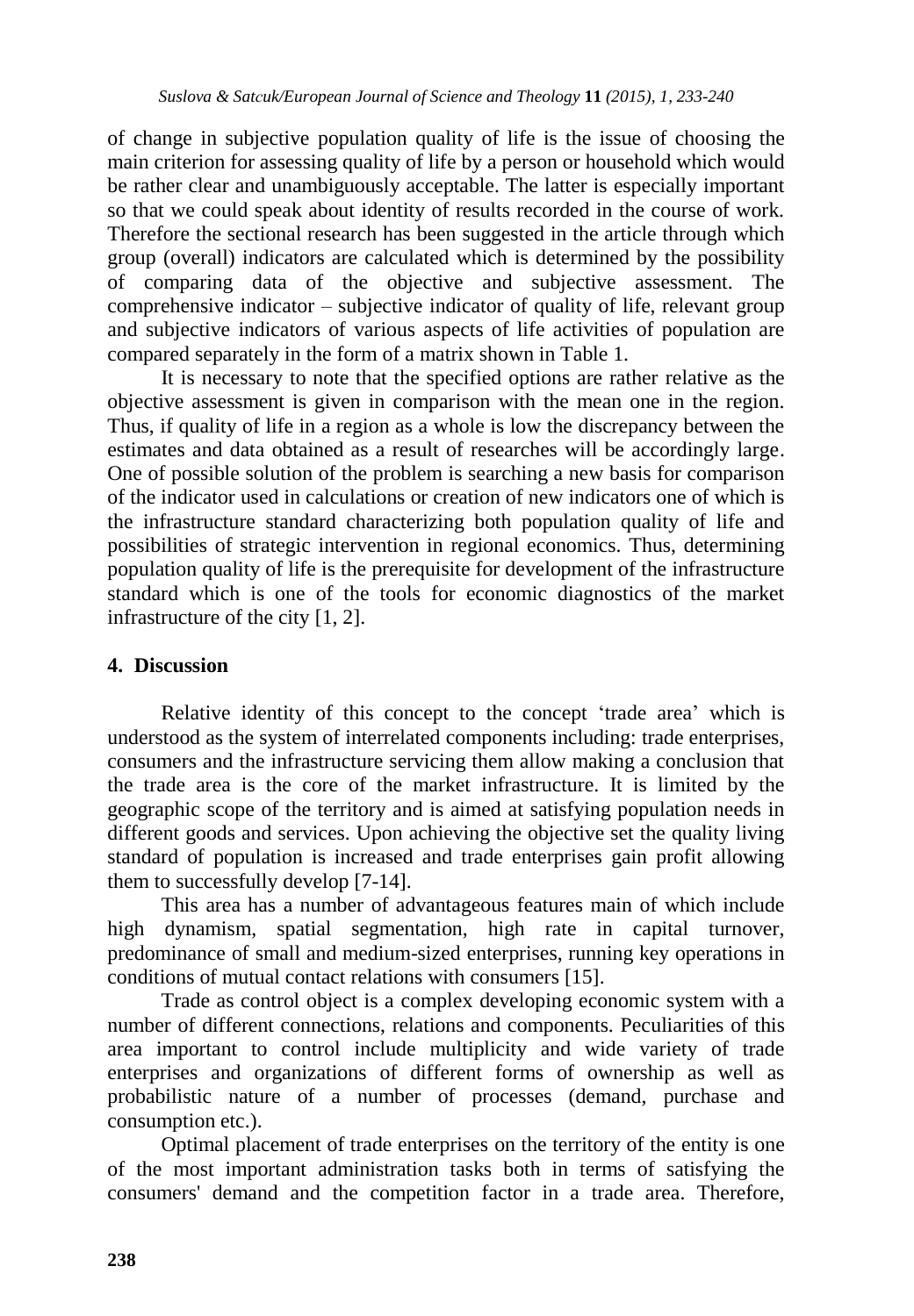of change in subjective population quality of life is the issue of choosing the main criterion for assessing quality of life by a person or household which would be rather clear and unambiguously acceptable. The latter is especially important so that we could speak about identity of results recorded in the course of work. Therefore the sectional research has been suggested in the article through which group (overall) indicators are calculated which is determined by the possibility of comparing data of the objective and subjective assessment. The comprehensive indicator – subjective indicator of quality of life, relevant group and subjective indicators of various aspects of life activities of population are compared separately in the form of a matrix shown in Table 1.

It is necessary to note that the specified options are rather relative as the objective assessment is given in comparison with the mean one in the region. Thus, if quality of life in a region as a whole is low the discrepancy between the estimates and data obtained as a result of researches will be accordingly large. One of possible solution of the problem is searching a new basis for comparison of the indicator used in calculations or creation of new indicators one of which is the infrastructure standard characterizing both population quality of life and possibilities of strategic intervention in regional economics. Thus, determining population quality of life is the prerequisite for development of the infrastructure standard which is one of the tools for economic diagnostics of the market infrastructure of the city [1, 2].

## 4. Discussion

Relative identity of this concept to the concept 'trade area' which is understood as the system of interrelated components including: trade enterprises, consumers and the infrastructure servicing them allow making a conclusion that the trade area is the core of the market infrastructure. It is limited by the geographic scope of the territory and is aimed at satisfying population needs in different goods and services. Upon achieving the objective set the quality living standard of population is increased and trade enterprises gain profit allowing them to successfully develop [7-14].

This area has a number of advantageous features main of which include high dynamism, spatial segmentation, high rate in capital turnover, predominance of small and medium-sized enterprises, running key operations in conditions of mutual contact relations with consumers [15].

Trade as control object is a complex developing economic system with a number of different connections, relations and components. Peculiarities of this area important to control include multiplicity and wide variety of trade enterprises and organizations of different forms of ownership as well as probabilistic nature of a number of processes (demand, purchase and consumption etc.).

Optimal placement of trade enterprises on the territory of the entity is one of the most important administration tasks both in terms of satisfying the consumers' demand and the competition factor in a trade area. Therefore,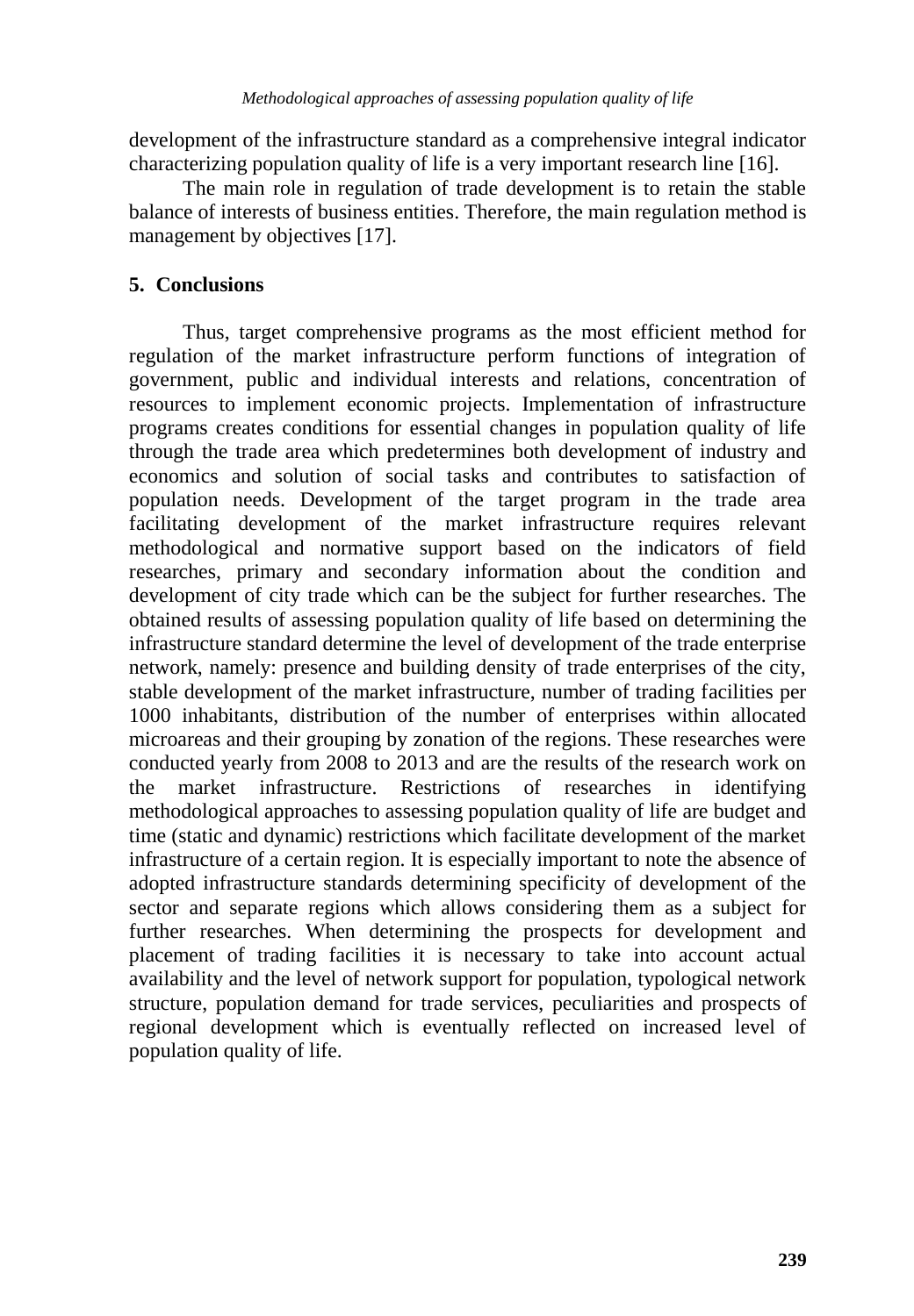development of the infrastructure standard as a comprehensive integral indicator characterizing population quality of life is a very important research line [16].

The main role in regulation of trade development is to retain the stable balance of interests of business entities. Therefore, the main regulation method is management by objectives [17].

## 5. Conclusions

Thus, target comprehensive programs as the most efficient method for regulation of the market infrastructure perform functions of integration of government, public and individual interests and relations, concentration of resources to implement economic projects. Implementation of infrastructure programs creates conditions for essential changes in population quality of life through the trade area which predetermines both development of industry and economics and solution of social tasks and contributes to satisfaction of population needs. Development of the target program in the trade area facilitating development of the market infrastructure requires relevant methodological and normative support based on the indicators of field researches, primary and secondary information about the condition and development of city trade which can be the subject for further researches. The obtained results of assessing population quality of life based on determining the infrastructure standard determine the level of development of the trade enterprise network, namely: presence and building density of trade enterprises of the city, stable development of the market infrastructure, number of trading facilities per 1000 inhabitants, distribution of the number of enterprises within allocated microareas and their grouping by zonation of the regions. These researches were conducted yearly from 2008 to 2013 and are the results of the research work on the market infrastructure. Restrictions of researches in identifying methodological approaches to assessing population quality of life are budget and time (static and dynamic) restrictions which facilitate development of the market infrastructure of a certain region. It is especially important to note the absence of adopted infrastructure standards determining specificity of development of the sector and separate regions which allows considering them as a subject for further researches. When determining the prospects for development and placement of trading facilities it is necessary to take into account actual availability and the level of network support for population, typological network structure, population demand for trade services, peculiarities and prospects of regional development which is eventually reflected on increased level of population quality of life.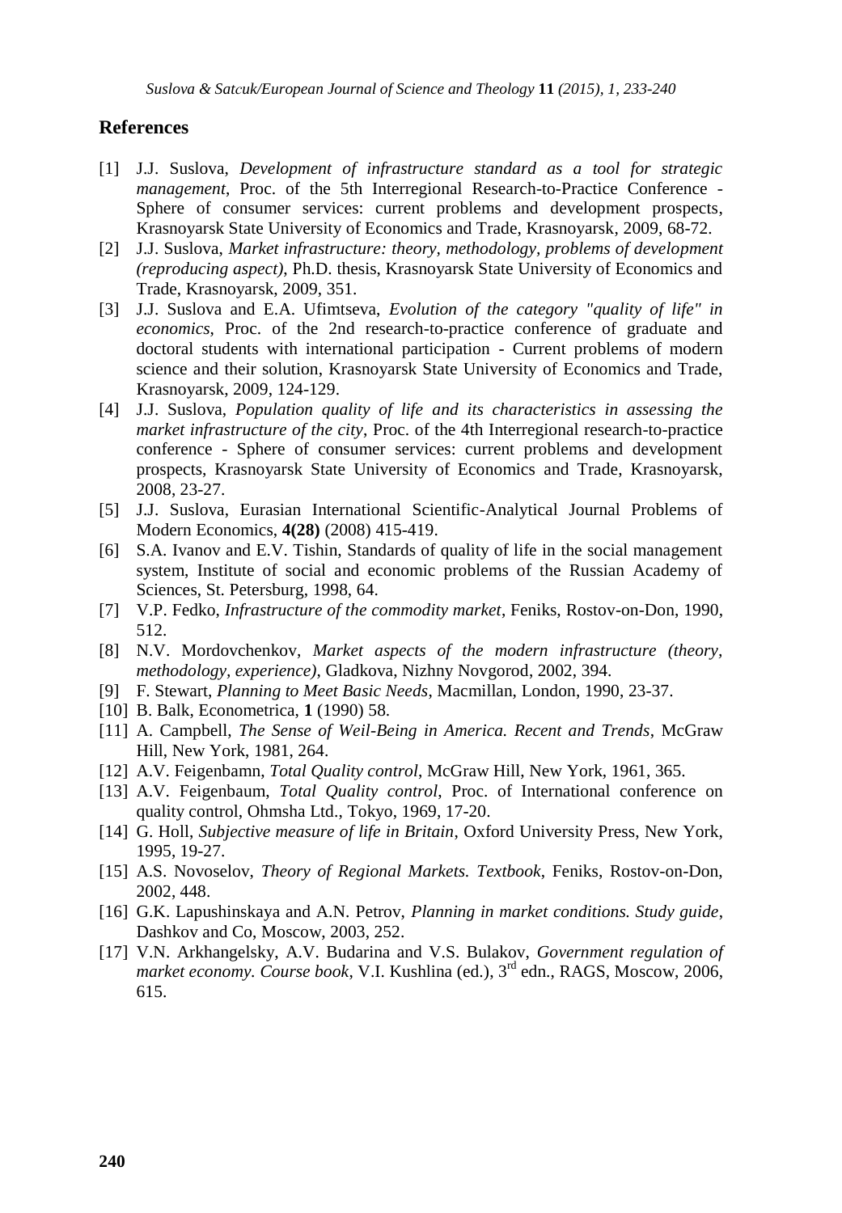## References

[1] J.J. Suslova, *Development of infrastructure standard as a tool for strategic management*, Proc. of the 5th Interregional Research-to-Practice Conference - Sphere of consumer services: current problems and development prospects, Krasnoyarsk State University of Economics and Trade, Krasnoyarsk, 2009, 68-72.

[2] J.J. Suslova, *Market infrastructure: theory, methodology, problems of development (reproducing aspect)*, Ph.D. thesis, Krasnoyarsk State University of Economics and Trade, Krasnoyarsk, 2009, 351.

[3] J.J. Suslova and E.A. Ufimtseva, *Evolution of the category "quality of life" in economics*, Proc. of the 2nd research-to-practice conference of graduate and doctoral students with international participation - Current problems of modern science and their solution, Krasnoyarsk State University of Economics and Trade, Krasnoyarsk, 2009, 124-129.

[4] J.J. Suslova, *Population quality of life and its characteristics in assessing the market infrastructure of the city*, Proc. of the 4th Interregional research-to-practice conference - Sphere of consumer services: current problems and development prospects, Krasnoyarsk State University of Economics and Trade, Krasnoyarsk, 2008, 23-27.

[5] J.J. Suslova, Eurasian International Scientific-Analytical Journal Problems of Modern Economics, **4(28)** (2008) 415-419.

[6] S.A. Ivanov and E.V. Tishin, Standards of quality of life in the social management system, Institute of social and economic problems of the Russian Academy of Sciences, St. Petersburg, 1998, 64.

[7] V.P. Fedko, *Infrastructure of the commodity market*, Feniks, Rostov-on-Don, 1990, 512.

[8] N.V. Mordovchenkov, *Market aspects of the modern infrastructure (theory, methodology, experience)*, Gladkova, Nizhny Novgorod, 2002, 394.

[9] F. Stewart, *Planning to Meet Basic Needs*, Macmillan, London, 1990, 23-37.

[10] B. Balk, Econometrica, **1** (1990) 58.

[11] A. Campbell, *The Sense of Weil-Being in America. Recent and Trends*, McGraw Hill, New York, 1981, 264.

[12] A.V. Feigenbamn, *Total Quality control*, McGraw Hill, New York, 1961, 365.

[13] A.V. Feigenbaum, *Total Quality control*, Proc. of International conference on quality control, Ohmsha Ltd., Tokyo, 1969, 17-20.

[14] G. Holl, *Subjective measure of life in Britain*, Oxford University Press, New York, 1995, 19-27.

[15] A.S. Novoselov, *Theory of Regional Markets. Textbook*, Feniks, Rostov-on-Don, 2002, 448.

[16] G.K. Lapushinskaya and A.N. Petrov, *Planning in market conditions. Study guide*, Dashkov and Co, Moscow, 2003, 252.

[17] V.N. Arkhangelsky, A.V. Budarina and V.S. Bulakov, *Government regulation of market economy. Course book*, V.I. Kushlina (ed.), 3rd edn., RAGS, Moscow, 2006, 615.